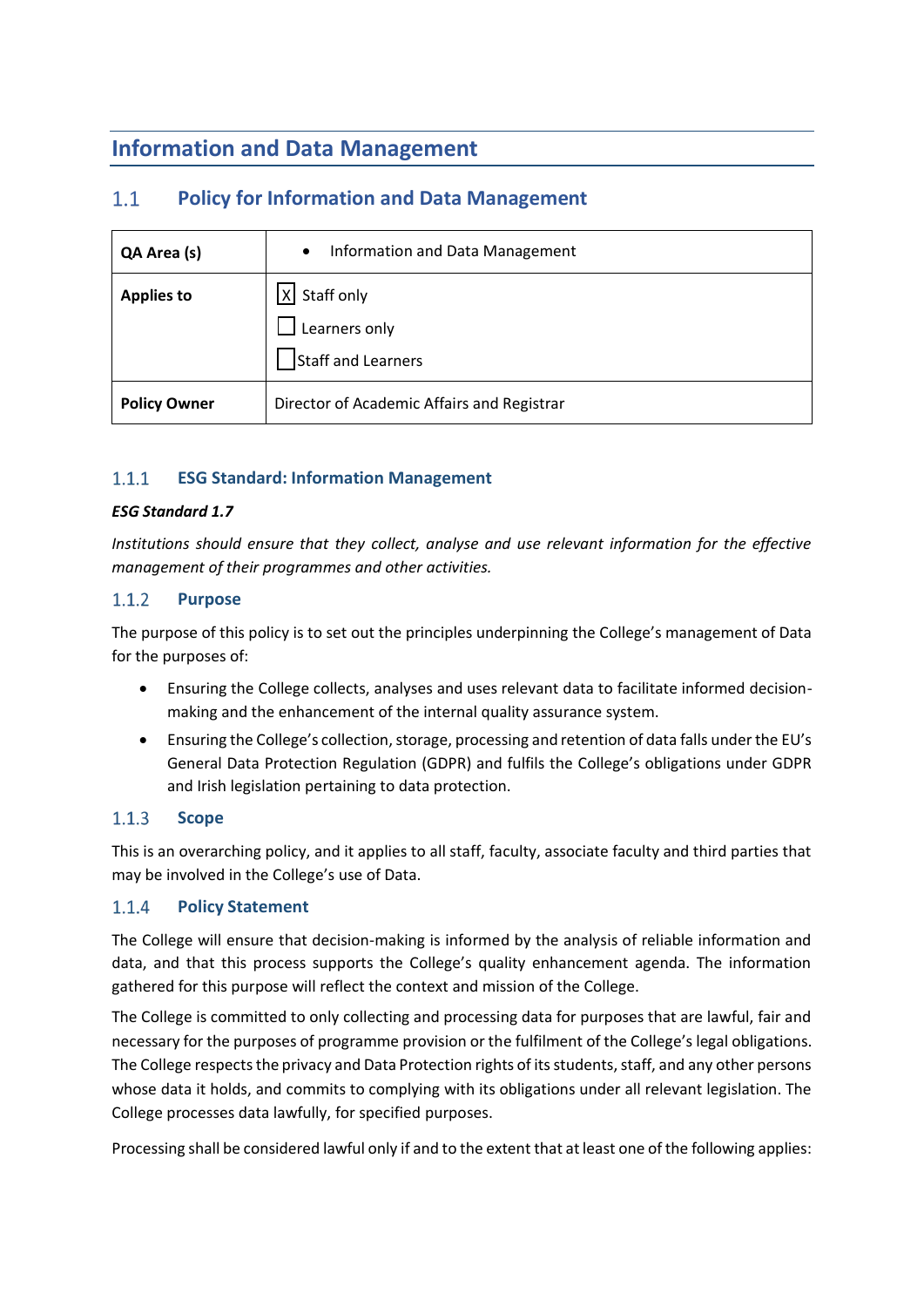# Information and Data Management

## 1.1 Policy for Information and Data Management

| | |
|---|---|
| **QA Area (s)** | • Information and Data Management |
| **Applies to** | [X] Staff only<br>[ ] Learners only<br>[ ] Staff and Learners |
| **Policy Owner** | Director of Academic Affairs and Registrar |

### 1.1.1 ESG Standard: Information Management

***ESG Standard 1.7***

*Institutions should ensure that they collect, analyse and use relevant information for the effective management of their programmes and other activities.*

### 1.1.2 Purpose

The purpose of this policy is to set out the principles underpinning the College's management of Data for the purposes of:

- Ensuring the College collects, analyses and uses relevant data to facilitate informed decision-making and the enhancement of the internal quality assurance system.
- Ensuring the College's collection, storage, processing and retention of data falls under the EU's General Data Protection Regulation (GDPR) and fulfils the College's obligations under GDPR and Irish legislation pertaining to data protection.

### 1.1.3 Scope

This is an overarching policy, and it applies to all staff, faculty, associate faculty and third parties that may be involved in the College's use of Data.

### 1.1.4 Policy Statement

The College will ensure that decision-making is informed by the analysis of reliable information and data, and that this process supports the College's quality enhancement agenda. The information gathered for this purpose will reflect the context and mission of the College.

The College is committed to only collecting and processing data for purposes that are lawful, fair and necessary for the purposes of programme provision or the fulfilment of the College's legal obligations. The College respects the privacy and Data Protection rights of its students, staff, and any other persons whose data it holds, and commits to complying with its obligations under all relevant legislation. The College processes data lawfully, for specified purposes.

Processing shall be considered lawful only if and to the extent that at least one of the following applies: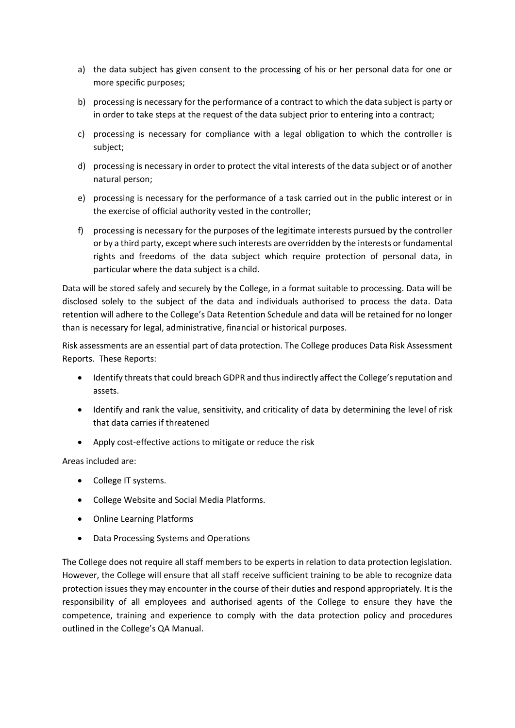a) the data subject has given consent to the processing of his or her personal data for one or more specific purposes;

b) processing is necessary for the performance of a contract to which the data subject is party or in order to take steps at the request of the data subject prior to entering into a contract;

c) processing is necessary for compliance with a legal obligation to which the controller is subject;

d) processing is necessary in order to protect the vital interests of the data subject or of another natural person;

e) processing is necessary for the performance of a task carried out in the public interest or in the exercise of official authority vested in the controller;

f) processing is necessary for the purposes of the legitimate interests pursued by the controller or by a third party, except where such interests are overridden by the interests or fundamental rights and freedoms of the data subject which require protection of personal data, in particular where the data subject is a child.

Data will be stored safely and securely by the College, in a format suitable to processing. Data will be disclosed solely to the subject of the data and individuals authorised to process the data. Data retention will adhere to the College's Data Retention Schedule and data will be retained for no longer than is necessary for legal, administrative, financial or historical purposes.

Risk assessments are an essential part of data protection. The College produces Data Risk Assessment Reports. These Reports:

- Identify threats that could breach GDPR and thus indirectly affect the College's reputation and assets.
- Identify and rank the value, sensitivity, and criticality of data by determining the level of risk that data carries if threatened
- Apply cost-effective actions to mitigate or reduce the risk

Areas included are:

- College IT systems.
- College Website and Social Media Platforms.
- Online Learning Platforms
- Data Processing Systems and Operations

The College does not require all staff members to be experts in relation to data protection legislation. However, the College will ensure that all staff receive sufficient training to be able to recognize data protection issues they may encounter in the course of their duties and respond appropriately. It is the responsibility of all employees and authorised agents of the College to ensure they have the competence, training and experience to comply with the data protection policy and procedures outlined in the College's QA Manual.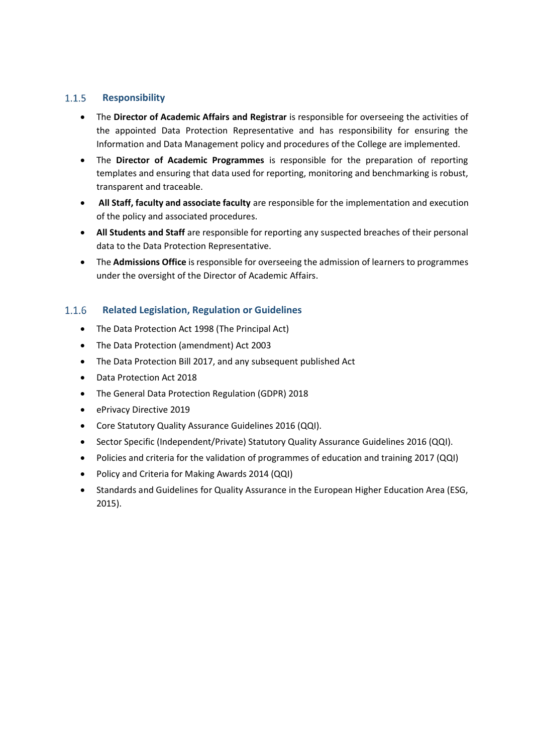### 1.1.5 Responsibility

- The **Director of Academic Affairs and Registrar** is responsible for overseeing the activities of the appointed Data Protection Representative and has responsibility for ensuring the Information and Data Management policy and procedures of the College are implemented.
- The **Director of Academic Programmes** is responsible for the preparation of reporting templates and ensuring that data used for reporting, monitoring and benchmarking is robust, transparent and traceable.
- **All Staff, faculty and associate faculty** are responsible for the implementation and execution of the policy and associated procedures.
- **All Students and Staff** are responsible for reporting any suspected breaches of their personal data to the Data Protection Representative.
- The **Admissions Office** is responsible for overseeing the admission of learners to programmes under the oversight of the Director of Academic Affairs.

### 1.1.6 Related Legislation, Regulation or Guidelines

- The Data Protection Act 1998 (The Principal Act)
- The Data Protection (amendment) Act 2003
- The Data Protection Bill 2017, and any subsequent published Act
- Data Protection Act 2018
- The General Data Protection Regulation (GDPR) 2018
- ePrivacy Directive 2019
- Core Statutory Quality Assurance Guidelines 2016 (QQI).
- Sector Specific (Independent/Private) Statutory Quality Assurance Guidelines 2016 (QQI).
- Policies and criteria for the validation of programmes of education and training 2017 (QQI)
- Policy and Criteria for Making Awards 2014 (QQI)
- Standards and Guidelines for Quality Assurance in the European Higher Education Area (ESG, 2015).